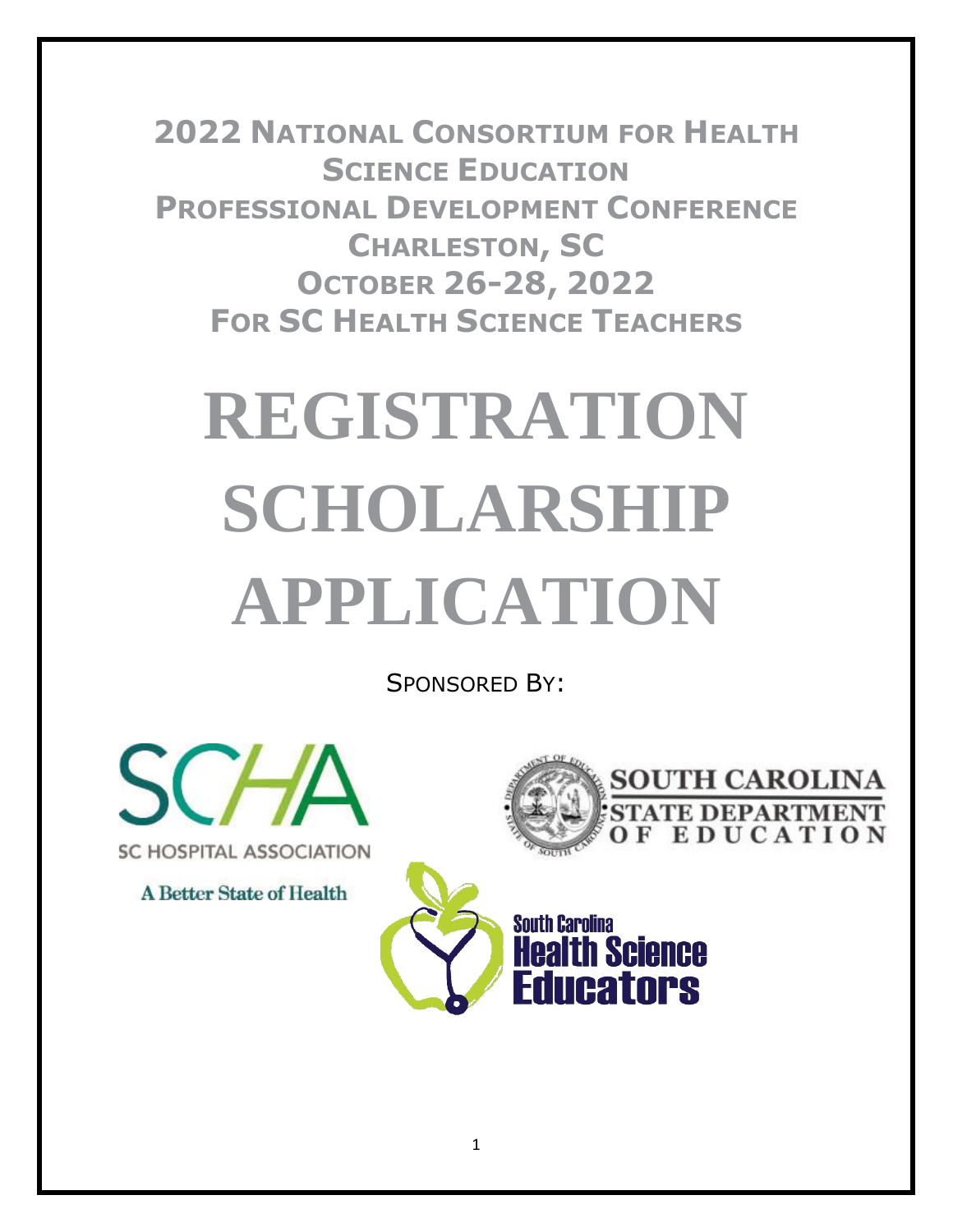## 2022 National Consortium for Health Science Education Professional Development Conference
## Charleston, SC
## October 26-28, 2022
## For SC Health Science Teachers

# REGISTRATION SCHOLARSHIP APPLICATION

Sponsored By:

SCHA
SC HOSPITAL ASSOCIATION
A Better State of Health

SOUTH CAROLINA STATE DEPARTMENT OF EDUCATION

South Carolina Health Science Educators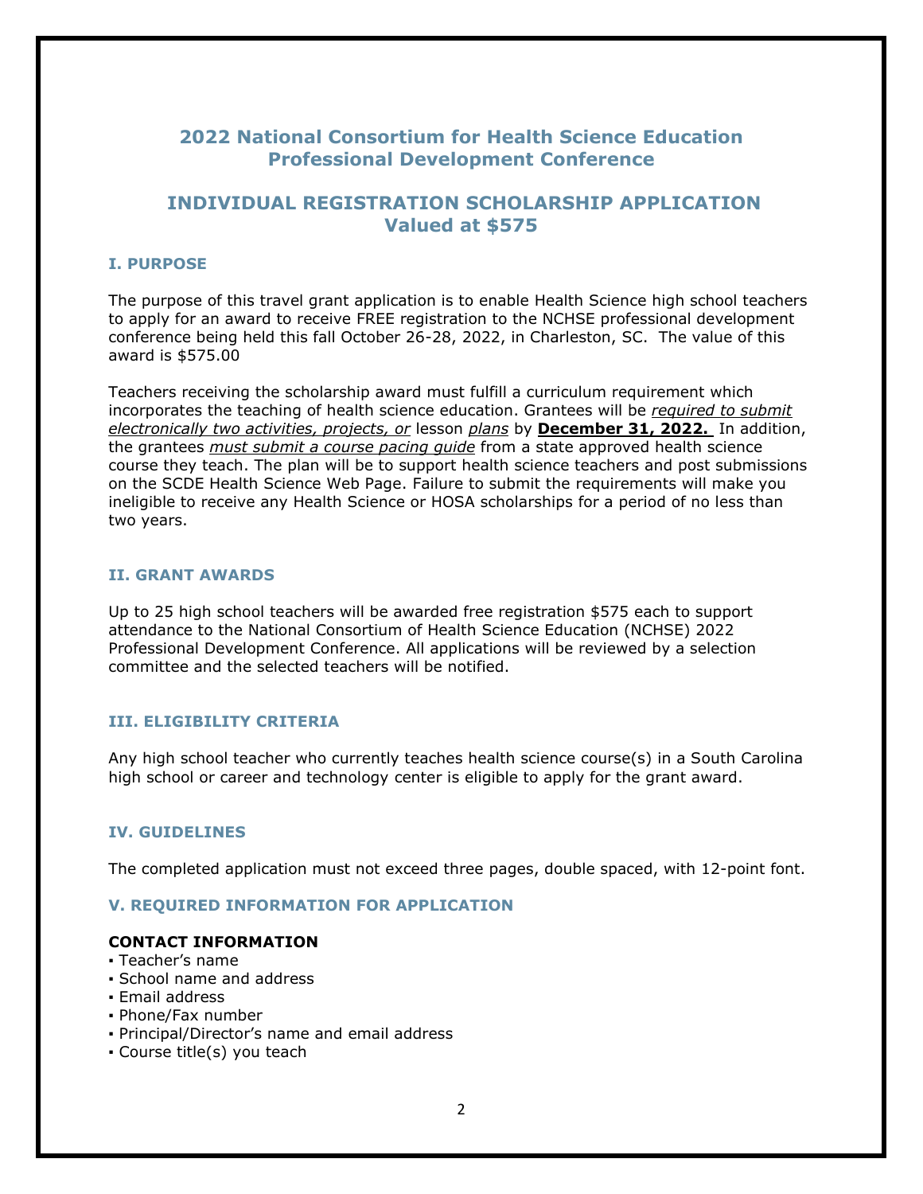## 2022 National Consortium for Health Science Education Professional Development Conference

## INDIVIDUAL REGISTRATION SCHOLARSHIP APPLICATION Valued at $575

### I. PURPOSE

The purpose of this travel grant application is to enable Health Science high school teachers to apply for an award to receive FREE registration to the NCHSE professional development conference being held this fall October 26-28, 2022, in Charleston, SC. The value of this award is $575.00

Teachers receiving the scholarship award must fulfill a curriculum requirement which incorporates the teaching of health science education. Grantees will be *required to submit electronically two activities, projects, or* lesson *plans* by **December 31, 2022.** In addition, the grantees *must submit a course pacing guide* from a state approved health science course they teach. The plan will be to support health science teachers and post submissions on the SCDE Health Science Web Page. Failure to submit the requirements will make you ineligible to receive any Health Science or HOSA scholarships for a period of no less than two years.

### II. GRANT AWARDS

Up to 25 high school teachers will be awarded free registration $575 each to support attendance to the National Consortium of Health Science Education (NCHSE) 2022 Professional Development Conference. All applications will be reviewed by a selection committee and the selected teachers will be notified.

### III. ELIGIBILITY CRITERIA

Any high school teacher who currently teaches health science course(s) in a South Carolina high school or career and technology center is eligible to apply for the grant award.

### IV. GUIDELINES

The completed application must not exceed three pages, double spaced, with 12-point font.

### V. REQUIRED INFORMATION FOR APPLICATION

**CONTACT INFORMATION**

- Teacher's name
- School name and address
- Email address
- Phone/Fax number
- Principal/Director's name and email address
- Course title(s) you teach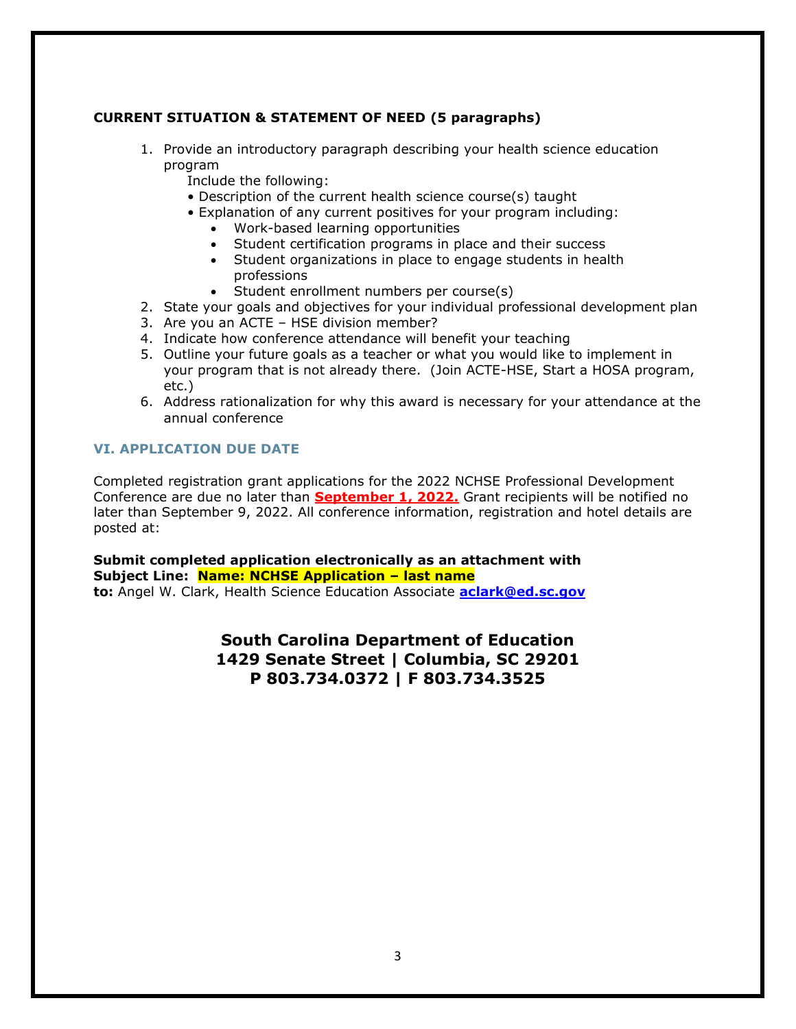**CURRENT SITUATION & STATEMENT OF NEED (5 paragraphs)**

1. Provide an introductory paragraph describing your health science education program

   Include the following:
   - Description of the current health science course(s) taught
   - Explanation of any current positives for your program including:
     - Work-based learning opportunities
     - Student certification programs in place and their success
     - Student organizations in place to engage students in health professions
     - Student enrollment numbers per course(s)
2. State your goals and objectives for your individual professional development plan
3. Are you an ACTE – HSE division member?
4. Indicate how conference attendance will benefit your teaching
5. Outline your future goals as a teacher or what you would like to implement in your program that is not already there. (Join ACTE-HSE, Start a HOSA program, etc.)
6. Address rationalization for why this award is necessary for your attendance at the annual conference

## VI. APPLICATION DUE DATE

Completed registration grant applications for the 2022 NCHSE Professional Development Conference are due no later than **September 1, 2022.** Grant recipients will be notified no later than September 9, 2022. All conference information, registration and hotel details are posted at:

**Submit completed application electronically as an attachment with**
**Subject Line: Name: NCHSE Application – last name**
**to:** Angel W. Clark, Health Science Education Associate **aclark@ed.sc.gov**

**South Carolina Department of Education**
**1429 Senate Street | Columbia, SC 29201**
**P 803.734.0372 | F 803.734.3525**